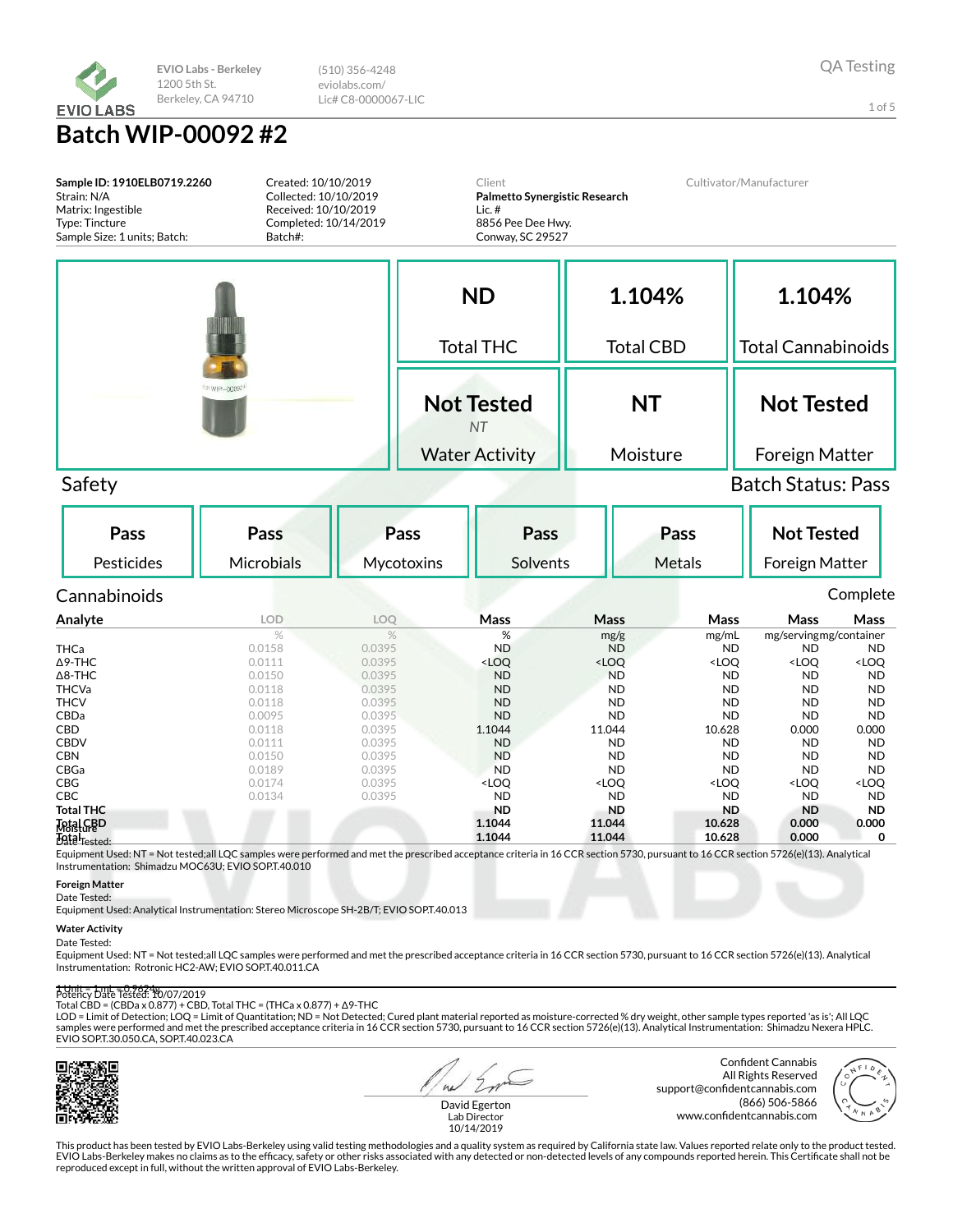EVIO Labs - Berkeley
1200 5th St.
Berkeley, CA 94710

(510) 356-4248
eviolabs.com/
Lic# C8-0000067-LIC

QA Testing

# Batch WIP-00092 #2

**Sample ID: 1910ELB0719.2260**
Strain: N/A
Matrix: Ingestible
Type: Tincture
Sample Size: 1 units; Batch:

Created: 10/10/2019
Collected: 10/10/2019
Received: 10/10/2019
Completed: 10/14/2019
Batch#:

Client
**Palmetto Synergistic Research**
Lic. #
8856 Pee Dee Hwy.
Conway, SC 29527

Cultivator/Manufacturer

| ND | 1.104% | 1.104% |
|---|---|---|
| Total THC | Total CBD | Total Cannabinoids |
| **Not Tested** *NT* | **NT** | **Not Tested** |
| Water Activity | Moisture | Foreign Matter |

## Safety

Batch Status: Pass

| Pass | Pass | Pass | Pass | Pass | Not Tested |
|---|---|---|---|---|---|
| Pesticides | Microbials | Mycotoxins | Solvents | Metals | Foreign Matter |

## Cannabinoids

Complete

| Analyte | LOD | LOQ | Mass | Mass | Mass | Mass | Mass |
|---|---|---|---|---|---|---|---|
| | % | % | % | mg/g | mg/mL | mg/serving | mg/container |
| THCa | 0.0158 | 0.0395 | ND | ND | ND | ND | ND |
| Δ9-THC | 0.0111 | 0.0395 | <LOQ | <LOQ | <LOQ | <LOQ | <LOQ |
| Δ8-THC | 0.0150 | 0.0395 | ND | ND | ND | ND | ND |
| THCVa | 0.0118 | 0.0395 | ND | ND | ND | ND | ND |
| THCV | 0.0118 | 0.0395 | ND | ND | ND | ND | ND |
| CBDa | 0.0095 | 0.0395 | ND | ND | ND | ND | ND |
| CBD | 0.0118 | 0.0395 | 1.1044 | 11.044 | 10.628 | 0.000 | 0.000 |
| CBDV | 0.0111 | 0.0395 | ND | ND | ND | ND | ND |
| CBN | 0.0150 | 0.0395 | ND | ND | ND | ND | ND |
| CBGa | 0.0189 | 0.0395 | ND | ND | ND | ND | ND |
| CBG | 0.0174 | 0.0395 | <LOQ | <LOQ | <LOQ | <LOQ | <LOQ |
| CBC | 0.0134 | 0.0395 | ND | ND | ND | ND | ND |
| **Total THC** | | | **ND** | **ND** | **ND** | **ND** | **ND** |
| **Total CBD** | | | **1.1044** | **11.044** | **10.628** | **0.000** | **0.000** |
| **Total** | | | **1.1044** | **11.044** | **10.628** | **0.000** | **0** |

Moisture
Date Tested:
Equipment Used: NT = Not tested;all LQC samples were performed and met the prescribed acceptance criteria in 16 CCR section 5730, pursuant to 16 CCR section 5726(e)(13). Analytical Instrumentation: Shimadzu MOC63U; EVIO SOP.T.40.010

**Foreign Matter**
Date Tested:
Equipment Used: Analytical Instrumentation: Stereo Microscope SH-2B/T; EVIO SOP.T.40.013

**Water Activity**
Date Tested:
Equipment Used: NT = Not tested;all LQC samples were performed and met the prescribed acceptance criteria in 16 CCR section 5730, pursuant to 16 CCR section 5726(e)(13). Analytical Instrumentation: Rotronic HC2-AW; EVIO SOP.T.40.011.CA

1 Unit = 1 mL = 0.9624g
Potency Date Tested: 10/07/2019
Total CBD = (CBDa x 0.877) + CBD, Total THC = (THCa x 0.877) + Δ9-THC
LOD = Limit of Detection; LOQ = Limit of Quantitation; ND = Not Detected; Cured plant material reported as moisture-corrected % dry weight, other sample types reported 'as is'; All LQC samples were performed and met the prescribed acceptance criteria in 16 CCR section 5730, pursuant to 16 CCR section 5726(e)(13). Analytical Instrumentation: Shimadzu Nexera HPLC. EVIO SOP.T.30.050.CA, SOP.T.40.023.CA

David Egerton
Lab Director
10/14/2019

Confident Cannabis
All Rights Reserved
support@confidentcannabis.com
(866) 506-5866
www.confidentcannabis.com

This product has been tested by EVIO Labs-Berkeley using valid testing methodologies and a quality system as required by California state law. Values reported relate only to the product tested. EVIO Labs-Berkeley makes no claims as to the efficacy, safety or other risks associated with any detected or non-detected levels of any compounds reported herein. This Certificate shall not be reproduced except in full, without the written approval of EVIO Labs-Berkeley.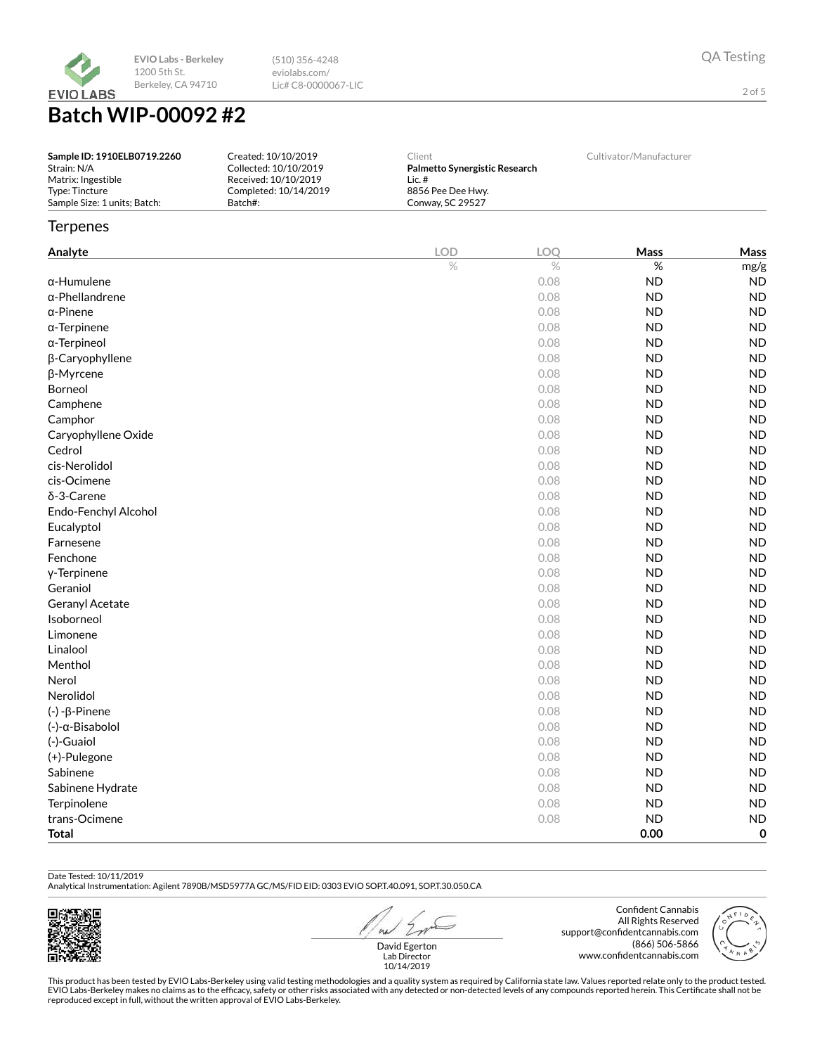# Batch WIP-00092 #2

EVIO Labs - Berkeley
1200 5th St.
Berkeley, CA 94710

(510) 356-4248
eviolabs.com/
Lic# C8-0000067-LIC

QA Testing

| **Sample ID: 1910ELB0719.2260** | Created: 10/10/2019 | Client | Cultivator/Manufacturer |
|---|---|---|---|
| Strain: N/A | Collected: 10/10/2019 | **Palmetto Synergistic Research** | |
| Matrix: Ingestible | Received: 10/10/2019 | Lic. # | |
| Type: Tincture | Completed: 10/14/2019 | 8856 Pee Dee Hwy. | |
| Sample Size: 1 units; Batch: | Batch#: | Conway, SC 29527 | |

## Terpenes

| Analyte | LOD | LOQ | Mass | Mass |
|---|---|---|---|---|
| | % | % | % | mg/g |
| α-Humulene | | 0.08 | ND | ND |
| α-Phellandrene | | 0.08 | ND | ND |
| α-Pinene | | 0.08 | ND | ND |
| α-Terpinene | | 0.08 | ND | ND |
| α-Terpineol | | 0.08 | ND | ND |
| β-Caryophyllene | | 0.08 | ND | ND |
| β-Myrcene | | 0.08 | ND | ND |
| Borneol | | 0.08 | ND | ND |
| Camphene | | 0.08 | ND | ND |
| Camphor | | 0.08 | ND | ND |
| Caryophyllene Oxide | | 0.08 | ND | ND |
| Cedrol | | 0.08 | ND | ND |
| cis-Nerolidol | | 0.08 | ND | ND |
| cis-Ocimene | | 0.08 | ND | ND |
| δ-3-Carene | | 0.08 | ND | ND |
| Endo-Fenchyl Alcohol | | 0.08 | ND | ND |
| Eucalyptol | | 0.08 | ND | ND |
| Farnesene | | 0.08 | ND | ND |
| Fenchone | | 0.08 | ND | ND |
| γ-Terpinene | | 0.08 | ND | ND |
| Geraniol | | 0.08 | ND | ND |
| Geranyl Acetate | | 0.08 | ND | ND |
| Isoborneol | | 0.08 | ND | ND |
| Limonene | | 0.08 | ND | ND |
| Linalool | | 0.08 | ND | ND |
| Menthol | | 0.08 | ND | ND |
| Nerol | | 0.08 | ND | ND |
| Nerolidol | | 0.08 | ND | ND |
| (-)-β-Pinene | | 0.08 | ND | ND |
| (-)-α-Bisabolol | | 0.08 | ND | ND |
| (-)-Guaiol | | 0.08 | ND | ND |
| (+)-Pulegone | | 0.08 | ND | ND |
| Sabinene | | 0.08 | ND | ND |
| Sabinene Hydrate | | 0.08 | ND | ND |
| Terpinolene | | 0.08 | ND | ND |
| trans-Ocimene | | 0.08 | ND | ND |
| **Total** | | | **0.00** | **0** |

Date Tested: 10/11/2019
Analytical Instrumentation: Agilent 7890B/MSD5977A GC/MS/FID EID: 0303 EVIO SOP.T.40.091, SOP.T.30.050.CA

David Egerton
Lab Director
10/14/2019

Confident Cannabis
All Rights Reserved
support@confidentcannabis.com
(866) 506-5866
www.confidentcannabis.com

This product has been tested by EVIO Labs-Berkeley using valid testing methodologies and a quality system as required by California state law. Values reported relate only to the product tested. EVIO Labs-Berkeley makes no claims as to the efficacy, safety or other risks associated with any detected or non-detected levels of any compounds reported herein. This Certificate shall not be reproduced except in full, without the written approval of EVIO Labs-Berkeley.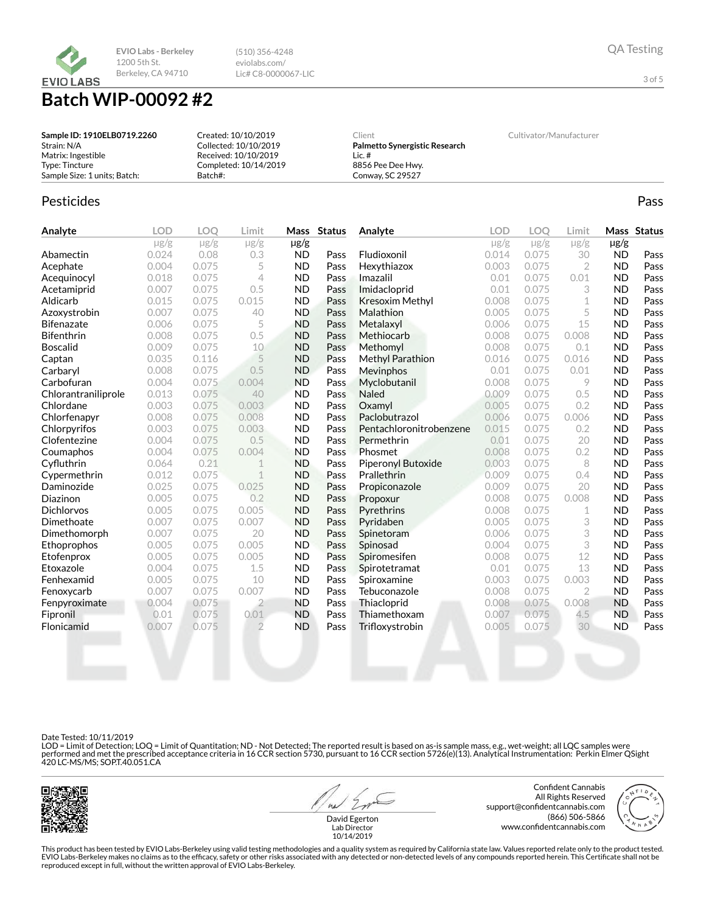EVIO Labs - Berkeley
1200 5th St.
Berkeley, CA 94710

(510) 356-4248
eviolabs.com/
Lic# C8-0000067-LIC

QA Testing

# Batch WIP-00092 #2

**Sample ID: 1910ELB0719.2260**
Strain: N/A
Matrix: Ingestible
Type: Tincture
Sample Size: 1 units; Batch:

Created: 10/10/2019
Collected: 10/10/2019
Received: 10/10/2019
Completed: 10/14/2019
Batch#:

Client
**Palmetto Synergistic Research**
Lic. #
8856 Pee Dee Hwy.
Conway, SC 29527

Cultivator/Manufacturer

## Pesticides

Pass

| Analyte | LOD | LOQ | Limit | Mass | Status |
|---|---|---|---|---|---|
| | μg/g | μg/g | μg/g | μg/g | |
| Abamectin | 0.024 | 0.08 | 0.3 | ND | Pass |
| Acephate | 0.004 | 0.075 | 5 | ND | Pass |
| Acequinocyl | 0.018 | 0.075 | 4 | ND | Pass |
| Acetamiprid | 0.007 | 0.075 | 0.5 | ND | Pass |
| Aldicarb | 0.015 | 0.075 | 0.015 | ND | Pass |
| Azoxystrobin | 0.007 | 0.075 | 40 | ND | Pass |
| Bifenazate | 0.006 | 0.075 | 5 | ND | Pass |
| Bifenthrin | 0.008 | 0.075 | 0.5 | ND | Pass |
| Boscalid | 0.009 | 0.075 | 10 | ND | Pass |
| Captan | 0.035 | 0.116 | 5 | ND | Pass |
| Carbaryl | 0.008 | 0.075 | 0.5 | ND | Pass |
| Carbofuran | 0.004 | 0.075 | 0.004 | ND | Pass |
| Chlorantraniliprole | 0.013 | 0.075 | 40 | ND | Pass |
| Chlordane | 0.003 | 0.075 | 0.003 | ND | Pass |
| Chlorfenapyr | 0.008 | 0.075 | 0.008 | ND | Pass |
| Chlorpyrifos | 0.003 | 0.075 | 0.003 | ND | Pass |
| Clofentezine | 0.004 | 0.075 | 0.5 | ND | Pass |
| Coumaphos | 0.004 | 0.075 | 0.004 | ND | Pass |
| Cyfluthrin | 0.064 | 0.21 | 1 | ND | Pass |
| Cypermethrin | 0.012 | 0.075 | 1 | ND | Pass |
| Daminozide | 0.025 | 0.075 | 0.025 | ND | Pass |
| Diazinon | 0.005 | 0.075 | 0.2 | ND | Pass |
| Dichlorvos | 0.005 | 0.075 | 0.005 | ND | Pass |
| Dimethoate | 0.007 | 0.075 | 0.007 | ND | Pass |
| Dimethomorph | 0.007 | 0.075 | 20 | ND | Pass |
| Ethoprophos | 0.005 | 0.075 | 0.005 | ND | Pass |
| Etofenprox | 0.005 | 0.075 | 0.005 | ND | Pass |
| Etoxazole | 0.004 | 0.075 | 1.5 | ND | Pass |
| Fenhexamid | 0.005 | 0.075 | 10 | ND | Pass |
| Fenoxycarb | 0.007 | 0.075 | 0.007 | ND | Pass |
| Fenpyroximate | 0.004 | 0.075 | 2 | ND | Pass |
| Fipronil | 0.01 | 0.075 | 0.01 | ND | Pass |
| Flonicamid | 0.007 | 0.075 | 2 | ND | Pass |
| Fludioxonil | 0.014 | 0.075 | 30 | ND | Pass |
| Hexythiazox | 0.003 | 0.075 | 2 | ND | Pass |
| Imazalil | 0.01 | 0.075 | 0.01 | ND | Pass |
| Imidacloprid | 0.01 | 0.075 | 3 | ND | Pass |
| Kresoxim Methyl | 0.008 | 0.075 | 1 | ND | Pass |
| Malathion | 0.005 | 0.075 | 5 | ND | Pass |
| Metalaxyl | 0.006 | 0.075 | 15 | ND | Pass |
| Methiocarb | 0.008 | 0.075 | 0.008 | ND | Pass |
| Methomyl | 0.008 | 0.075 | 0.1 | ND | Pass |
| Methyl Parathion | 0.016 | 0.075 | 0.016 | ND | Pass |
| Mevinphos | 0.01 | 0.075 | 0.01 | ND | Pass |
| Myclobutanil | 0.008 | 0.075 | 9 | ND | Pass |
| Naled | 0.009 | 0.075 | 0.5 | ND | Pass |
| Oxamyl | 0.005 | 0.075 | 0.2 | ND | Pass |
| Paclobutrazol | 0.006 | 0.075 | 0.006 | ND | Pass |
| Pentachloronitrobenzene | 0.015 | 0.075 | 0.2 | ND | Pass |
| Permethrin | 0.01 | 0.075 | 20 | ND | Pass |
| Phosmet | 0.008 | 0.075 | 0.2 | ND | Pass |
| Piperonyl Butoxide | 0.003 | 0.075 | 8 | ND | Pass |
| Prallethrin | 0.009 | 0.075 | 0.4 | ND | Pass |
| Propiconazole | 0.009 | 0.075 | 20 | ND | Pass |
| Propoxur | 0.008 | 0.075 | 0.008 | ND | Pass |
| Pyrethrins | 0.008 | 0.075 | 1 | ND | Pass |
| Pyridaben | 0.005 | 0.075 | 3 | ND | Pass |
| Spinetoram | 0.006 | 0.075 | 3 | ND | Pass |
| Spinosad | 0.004 | 0.075 | 3 | ND | Pass |
| Spiromesifen | 0.008 | 0.075 | 12 | ND | Pass |
| Spirotetramat | 0.01 | 0.075 | 13 | ND | Pass |
| Spiroxamine | 0.003 | 0.075 | 0.003 | ND | Pass |
| Tebuconazole | 0.008 | 0.075 | 2 | ND | Pass |
| Thiacloprid | 0.008 | 0.075 | 0.008 | ND | Pass |
| Thiamethoxam | 0.007 | 0.075 | 4.5 | ND | Pass |
| Trifloxystrobin | 0.005 | 0.075 | 30 | ND | Pass |

Date Tested: 10/11/2019
LOD = Limit of Detection; LOQ = Limit of Quantitation; ND - Not Detected; The reported result is based on as-is sample mass, e.g., wet-weight; all LQC samples were performed and met the prescribed acceptance criteria in 16 CCR section 5730, pursuant to 16 CCR section 5726(e)(13). Analytical Instrumentation: Perkin Elmer QSight 420 LC-MS/MS; SOP.T.40.051.CA

David Egerton
Lab Director
10/14/2019

Confident Cannabis
All Rights Reserved
support@confidentcannabis.com
(866) 506-5866
www.confidentcannabis.com

This product has been tested by EVIO Labs-Berkeley using valid testing methodologies and a quality system as required by California state law. Values reported relate only to the product tested. EVIO Labs-Berkeley makes no claims as to the efficacy, safety or other risks associated with any detected or non-detected levels of any compounds reported herein. This Certificate shall not be reproduced except in full, without the written approval of EVIO Labs-Berkeley.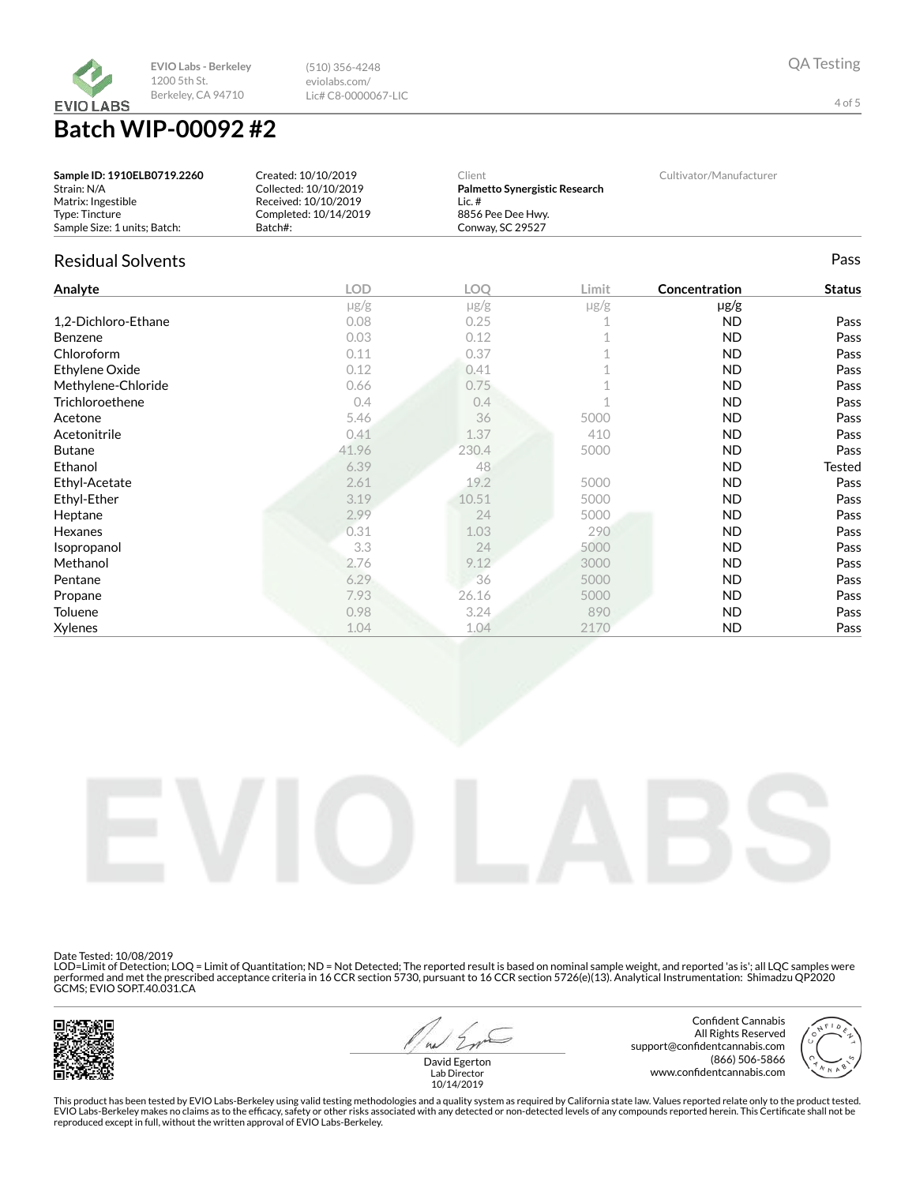**EVIO Labs - Berkeley**
1200 5th St.
Berkeley, CA 94710

(510) 356-4248
eviolabs.com/
Lic# C8-0000067-LIC

QA Testing

# Batch WIP-00092 #2

| | | | |
|---|---|---|---|
| **Sample ID: 1910ELB0719.2260** | Created: 10/10/2019 | Client | Cultivator/Manufacturer |
| Strain: N/A | Collected: 10/10/2019 | **Palmetto Synergistic Research** | |
| Matrix: Ingestible | Received: 10/10/2019 | Lic. # | |
| Type: Tincture | Completed: 10/14/2019 | 8856 Pee Dee Hwy. | |
| Sample Size: 1 units; Batch: | Batch#: | Conway, SC 29527 | |

## Residual Solvents

Pass

| Analyte | LOD | LOQ | Limit | Concentration | Status |
|---|---|---|---|---|---|
| | μg/g | μg/g | μg/g | μg/g | |
| 1,2-Dichloro-Ethane | 0.08 | 0.25 | 1 | ND | Pass |
| Benzene | 0.03 | 0.12 | 1 | ND | Pass |
| Chloroform | 0.11 | 0.37 | 1 | ND | Pass |
| Ethylene Oxide | 0.12 | 0.41 | 1 | ND | Pass |
| Methylene-Chloride | 0.66 | 0.75 | 1 | ND | Pass |
| Trichloroethene | 0.4 | 0.4 | 1 | ND | Pass |
| Acetone | 5.46 | 36 | 5000 | ND | Pass |
| Acetonitrile | 0.41 | 1.37 | 410 | ND | Pass |
| Butane | 41.96 | 230.4 | 5000 | ND | Pass |
| Ethanol | 6.39 | 48 | | ND | Tested |
| Ethyl-Acetate | 2.61 | 19.2 | 5000 | ND | Pass |
| Ethyl-Ether | 3.19 | 10.51 | 5000 | ND | Pass |
| Heptane | 2.99 | 24 | 5000 | ND | Pass |
| Hexanes | 0.31 | 1.03 | 290 | ND | Pass |
| Isopropanol | 3.3 | 24 | 5000 | ND | Pass |
| Methanol | 2.76 | 9.12 | 3000 | ND | Pass |
| Pentane | 6.29 | 36 | 5000 | ND | Pass |
| Propane | 7.93 | 26.16 | 5000 | ND | Pass |
| Toluene | 0.98 | 3.24 | 890 | ND | Pass |
| Xylenes | 1.04 | 1.04 | 2170 | ND | Pass |

Date Tested: 10/08/2019
LOD=Limit of Detection; LOQ = Limit of Quantitation; ND = Not Detected; The reported result is based on nominal sample weight, and reported 'as is'; all LQC samples were performed and met the prescribed acceptance criteria in 16 CCR section 5730, pursuant to 16 CCR section 5726(e)(13). Analytical Instrumentation: Shimadzu QP2020 GCMS; EVIO SOP.T.40.031.CA

David Egerton
Lab Director
10/14/2019

Confident Cannabis
All Rights Reserved
support@confidentcannabis.com
(866) 506-5866
www.confidentcannabis.com

This product has been tested by EVIO Labs-Berkeley using valid testing methodologies and a quality system as required by California state law. Values reported relate only to the product tested. EVIO Labs-Berkeley makes no claims as to the efficacy, safety or other risks associated with any detected or non-detected levels of any compounds reported herein. This Certificate shall not be reproduced except in full, without the written approval of EVIO Labs-Berkeley.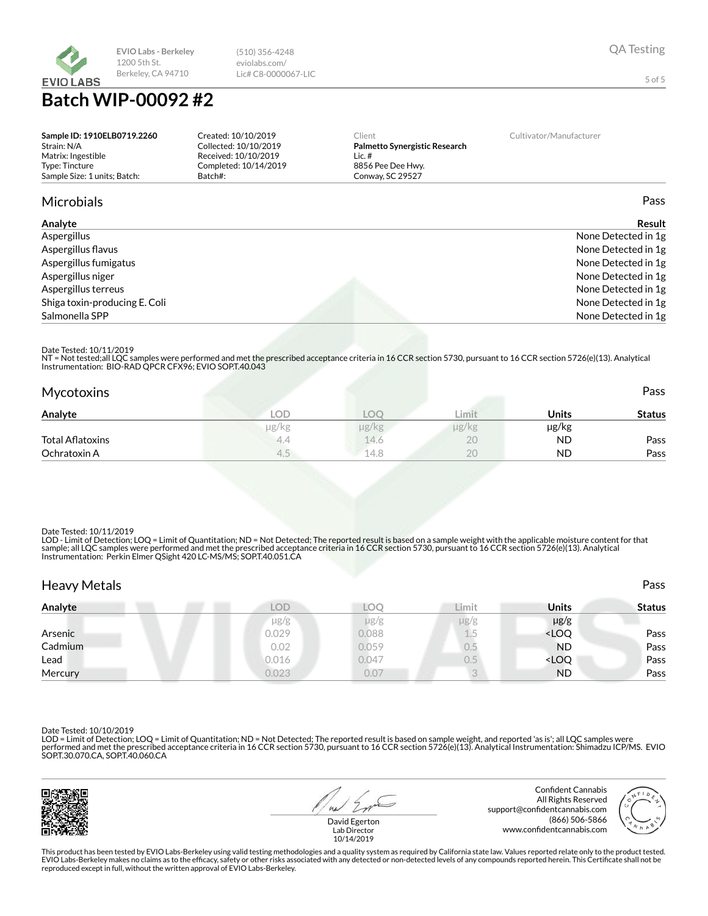EVIO Labs - Berkeley
1200 5th St.
Berkeley, CA 94710

(510) 356-4248
eviolabs.com/
Lic# C8-0000067-LIC

QA Testing

# Batch WIP-00092 #2

| | | | |
|---|---|---|---|
| **Sample ID: 1910ELB0719.2260** | Created: 10/10/2019 | Client | Cultivator/Manufacturer |
| Strain: N/A | Collected: 10/10/2019 | **Palmetto Synergistic Research** | |
| Matrix: Ingestible | Received: 10/10/2019 | Lic. # | |
| Type: Tincture | Completed: 10/14/2019 | 8856 Pee Dee Hwy. | |
| Sample Size: 1 units; Batch: | Batch#: | Conway, SC 29527 | |

## Microbials

Pass

| Analyte | Result |
|---|---|
| Aspergillus | None Detected in 1g |
| Aspergillus flavus | None Detected in 1g |
| Aspergillus fumigatus | None Detected in 1g |
| Aspergillus niger | None Detected in 1g |
| Aspergillus terreus | None Detected in 1g |
| Shiga toxin-producing E. Coli | None Detected in 1g |
| Salmonella SPP | None Detected in 1g |

Date Tested: 10/11/2019
NT = Not tested;all LQC samples were performed and met the prescribed acceptance criteria in 16 CCR section 5730, pursuant to 16 CCR section 5726(e)(13). Analytical Instrumentation: BIO-RAD QPCR CFX96; EVIO SOP.T.40.043

## Mycotoxins

Pass

| Analyte | LOD | LOQ | Limit | Units | Status |
|---|---|---|---|---|---|
| | μg/kg | μg/kg | μg/kg | μg/kg | |
| Total Aflatoxins | 4.4 | 14.6 | 20 | ND | Pass |
| Ochratoxin A | 4.5 | 14.8 | 20 | ND | Pass |

Date Tested: 10/11/2019
LOD - Limit of Detection; LOQ = Limit of Quantitation; ND = Not Detected; The reported result is based on a sample weight with the applicable moisture content for that sample; all LQC samples were performed and met the prescribed acceptance criteria in 16 CCR section 5730, pursuant to 16 CCR section 5726(e)(13). Analytical Instrumentation: Perkin Elmer QSight 420 LC-MS/MS; SOP.T.40.051.CA

## Heavy Metals

Pass

| Analyte | LOD | LOQ | Limit | Units | Status |
|---|---|---|---|---|---|
| | μg/g | μg/g | μg/g | μg/g | |
| Arsenic | 0.029 | 0.088 | 1.5 | <LOQ | Pass |
| Cadmium | 0.02 | 0.059 | 0.5 | ND | Pass |
| Lead | 0.016 | 0.047 | 0.5 | <LOQ | Pass |
| Mercury | 0.023 | 0.07 | 3 | ND | Pass |

Date Tested: 10/10/2019
LOD = Limit of Detection; LOQ = Limit of Quantitation; ND = Not Detected; The reported result is based on sample weight, and reported 'as is'; all LQC samples were performed and met the prescribed acceptance criteria in 16 CCR section 5730, pursuant to 16 CCR section 5726(e)(13). Analytical Instrumentation: Shimadzu ICP/MS. EVIO SOP.T.30.070.CA, SOP.T.40.060.CA

David Egerton
Lab Director
10/14/2019

Confident Cannabis
All Rights Reserved
support@confidentcannabis.com
(866) 506-5866
www.confidentcannabis.com

This product has been tested by EVIO Labs-Berkeley using valid testing methodologies and a quality system as required by California state law. Values reported relate only to the product tested. EVIO Labs-Berkeley makes no claims as to the efficacy, safety or other risks associated with any detected or non-detected levels of any compounds reported herein. This Certificate shall not be reproduced except in full, without the written approval of EVIO Labs-Berkeley.